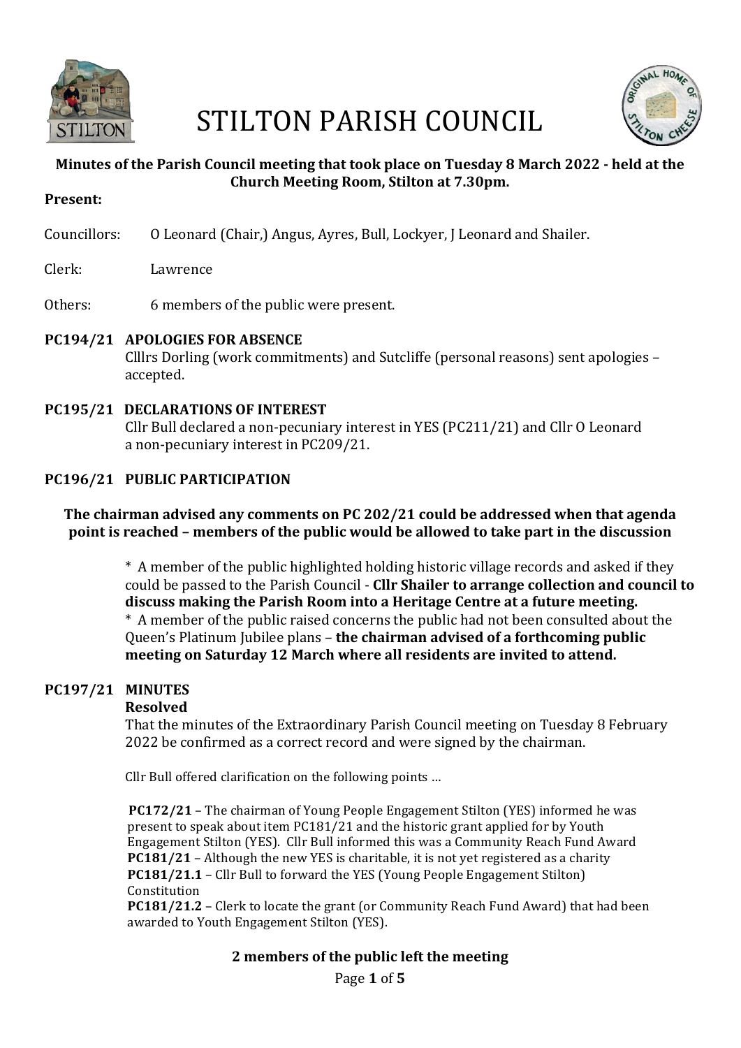# STILTON PARISH COUNCIL

**Minutes of the Parish Council meeting that took place on Tuesday 8 March 2022 - held at the Church Meeting Room, Stilton at 7.30pm.**

**Present:**

Councillors: O Leonard (Chair,) Angus, Ayres, Bull, Lockyer, J Leonard and Shailer.

Clerk: Lawrence

Others: 6 members of the public were present.

**PC194/21 APOLOGIES FOR ABSENCE**

Clllrs Dorling (work commitments) and Sutcliffe (personal reasons) sent apologies – accepted.

**PC195/21 DECLARATIONS OF INTEREST**

Cllr Bull declared a non-pecuniary interest in YES (PC211/21) and Cllr O Leonard a non-pecuniary interest in PC209/21.

**PC196/21 PUBLIC PARTICIPATION**

**The chairman advised any comments on PC 202/21 could be addressed when that agenda point is reached – members of the public would be allowed to take part in the discussion**

\* A member of the public highlighted holding historic village records and asked if they could be passed to the Parish Council - **Cllr Shailer to arrange collection and council to discuss making the Parish Room into a Heritage Centre at a future meeting.**

\* A member of the public raised concerns the public had not been consulted about the Queen's Platinum Jubilee plans – **the chairman advised of a forthcoming public meeting on Saturday 12 March where all residents are invited to attend.**

**PC197/21 MINUTES**

**Resolved**

That the minutes of the Extraordinary Parish Council meeting on Tuesday 8 February 2022 be confirmed as a correct record and were signed by the chairman.

Cllr Bull offered clarification on the following points …

**PC172/21** – The chairman of Young People Engagement Stilton (YES) informed he was present to speak about item PC181/21 and the historic grant applied for by Youth Engagement Stilton (YES). Cllr Bull informed this was a Community Reach Fund Award
**PC181/21** – Although the new YES is charitable, it is not yet registered as a charity
**PC181/21.1** – Cllr Bull to forward the YES (Young People Engagement Stilton) Constitution
**PC181/21.2** – Clerk to locate the grant (or Community Reach Fund Award) that had been awarded to Youth Engagement Stilton (YES).

**2 members of the public left the meeting**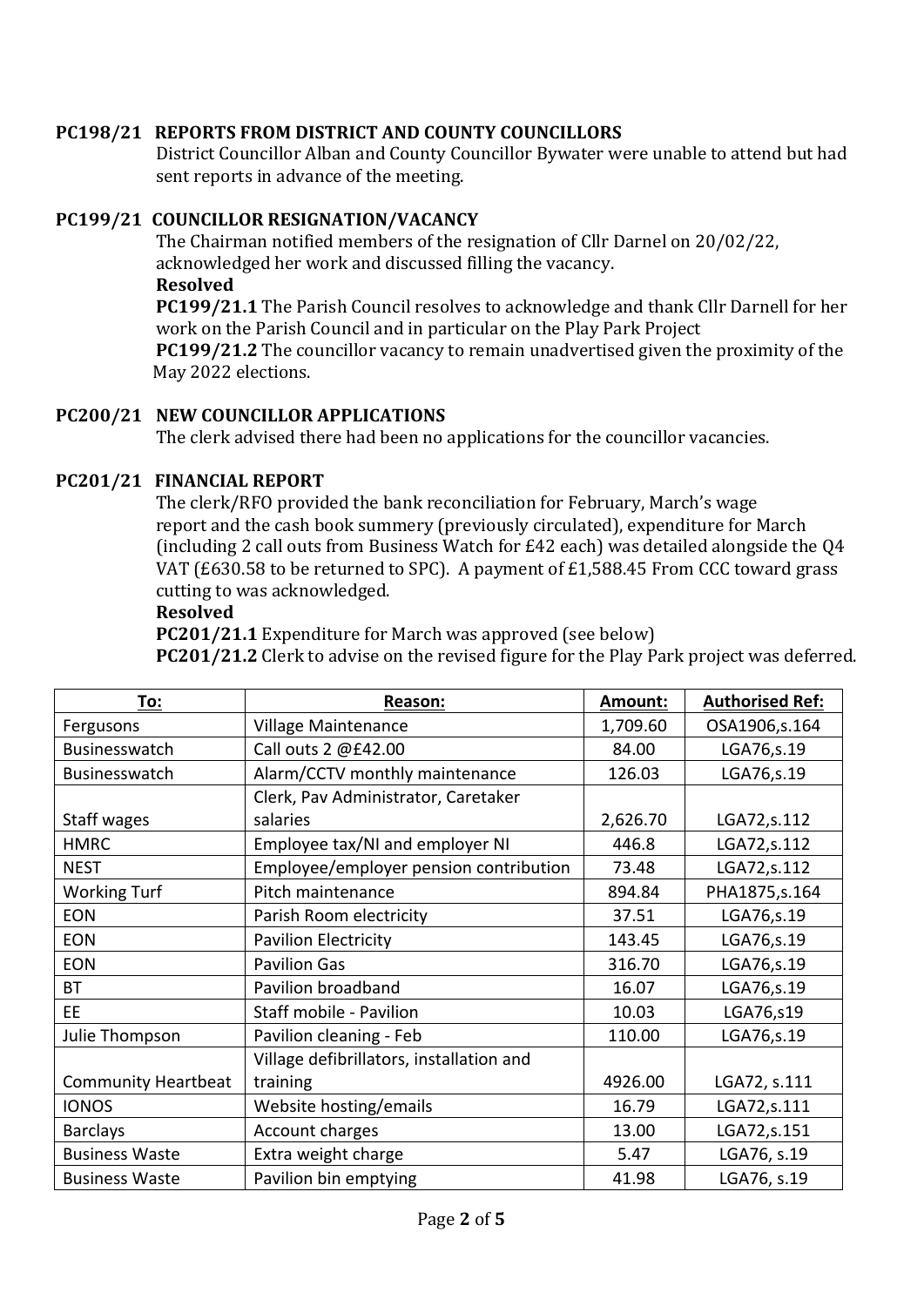**PC198/21 REPORTS FROM DISTRICT AND COUNTY COUNCILLORS**

District Councillor Alban and County Councillor Bywater were unable to attend but had sent reports in advance of the meeting.

**PC199/21 COUNCILLOR RESIGNATION/VACANCY**

The Chairman notified members of the resignation of Cllr Darnel on 20/02/22, acknowledged her work and discussed filling the vacancy.

**Resolved**

**PC199/21.1** The Parish Council resolves to acknowledge and thank Cllr Darnell for her work on the Parish Council and in particular on the Play Park Project

**PC199/21.2** The councillor vacancy to remain unadvertised given the proximity of the May 2022 elections.

**PC200/21 NEW COUNCILLOR APPLICATIONS**

The clerk advised there had been no applications for the councillor vacancies.

**PC201/21 FINANCIAL REPORT**

The clerk/RFO provided the bank reconciliation for February, March's wage report and the cash book summery (previously circulated), expenditure for March (including 2 call outs from Business Watch for £42 each) was detailed alongside the Q4 VAT (£630.58 to be returned to SPC). A payment of £1,588.45 From CCC toward grass cutting to was acknowledged.

**Resolved**

**PC201/21.1** Expenditure for March was approved (see below)

**PC201/21.2** Clerk to advise on the revised figure for the Play Park project was deferred.

| To: | Reason: | Amount: | Authorised Ref: |
|---|---|---|---|
| Fergusons | Village Maintenance | 1,709.60 | OSA1906,s.164 |
| Businesswatch | Call outs 2 @£42.00 | 84.00 | LGA76,s.19 |
| Businesswatch | Alarm/CCTV monthly maintenance | 126.03 | LGA76,s.19 |
| Staff wages | Clerk, Pav Administrator, Caretaker salaries | 2,626.70 | LGA72,s.112 |
| HMRC | Employee tax/NI and employer NI | 446.8 | LGA72,s.112 |
| NEST | Employee/employer pension contribution | 73.48 | LGA72,s.112 |
| Working Turf | Pitch maintenance | 894.84 | PHA1875,s.164 |
| EON | Parish Room electricity | 37.51 | LGA76,s.19 |
| EON | Pavilion Electricity | 143.45 | LGA76,s.19 |
| EON | Pavilion Gas | 316.70 | LGA76,s.19 |
| BT | Pavilion broadband | 16.07 | LGA76,s.19 |
| EE | Staff mobile - Pavilion | 10.03 | LGA76,s19 |
| Julie Thompson | Pavilion cleaning - Feb | 110.00 | LGA76,s.19 |
| Community Heartbeat | Village defibrillators, installation and training | 4926.00 | LGA72, s.111 |
| IONOS | Website hosting/emails | 16.79 | LGA72,s.111 |
| Barclays | Account charges | 13.00 | LGA72,s.151 |
| Business Waste | Extra weight charge | 5.47 | LGA76, s.19 |
| Business Waste | Pavilion bin emptying | 41.98 | LGA76, s.19 |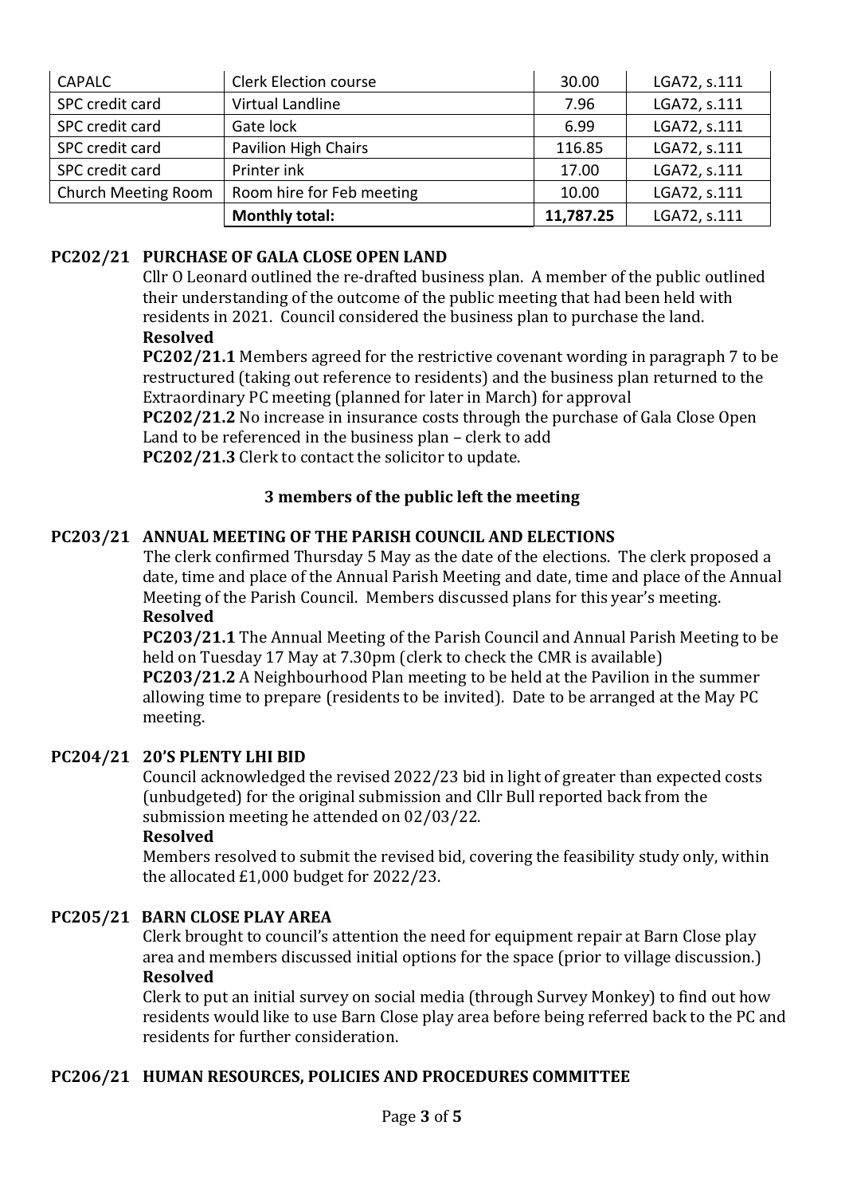| CAPALC | Clerk Election course | 30.00 | LGA72, s.111 |
|---|---|---|---|
| SPC credit card | Virtual Landline | 7.96 | LGA72, s.111 |
| SPC credit card | Gate lock | 6.99 | LGA72, s.111 |
| SPC credit card | Pavilion High Chairs | 116.85 | LGA72, s.111 |
| SPC credit card | Printer ink | 17.00 | LGA72, s.111 |
| Church Meeting Room | Room hire for Feb meeting | 10.00 | LGA72, s.111 |
| | **Monthly total:** | **11,787.25** | LGA72, s.111 |

## PC202/21 PURCHASE OF GALA CLOSE OPEN LAND

Cllr O Leonard outlined the re-drafted business plan. A member of the public outlined their understanding of the outcome of the public meeting that had been held with residents in 2021. Council considered the business plan to purchase the land.

**Resolved**

**PC202/21.1** Members agreed for the restrictive covenant wording in paragraph 7 to be restructured (taking out reference to residents) and the business plan returned to the Extraordinary PC meeting (planned for later in March) for approval

**PC202/21.2** No increase in insurance costs through the purchase of Gala Close Open Land to be referenced in the business plan – clerk to add

**PC202/21.3** Clerk to contact the solicitor to update.

**3 members of the public left the meeting**

## PC203/21 ANNUAL MEETING OF THE PARISH COUNCIL AND ELECTIONS

The clerk confirmed Thursday 5 May as the date of the elections. The clerk proposed a date, time and place of the Annual Parish Meeting and date, time and place of the Annual Meeting of the Parish Council. Members discussed plans for this year's meeting.

**Resolved**

**PC203/21.1** The Annual Meeting of the Parish Council and Annual Parish Meeting to be held on Tuesday 17 May at 7.30pm (clerk to check the CMR is available)

**PC203/21.2** A Neighbourhood Plan meeting to be held at the Pavilion in the summer allowing time to prepare (residents to be invited). Date to be arranged at the May PC meeting.

## PC204/21 20'S PLENTY LHI BID

Council acknowledged the revised 2022/23 bid in light of greater than expected costs (unbudgeted) for the original submission and Cllr Bull reported back from the submission meeting he attended on 02/03/22.

**Resolved**

Members resolved to submit the revised bid, covering the feasibility study only, within the allocated £1,000 budget for 2022/23.

## PC205/21 BARN CLOSE PLAY AREA

Clerk brought to council's attention the need for equipment repair at Barn Close play area and members discussed initial options for the space (prior to village discussion.)

**Resolved**

Clerk to put an initial survey on social media (through Survey Monkey) to find out how residents would like to use Barn Close play area before being referred back to the PC and residents for further consideration.

## PC206/21 HUMAN RESOURCES, POLICIES AND PROCEDURES COMMITTEE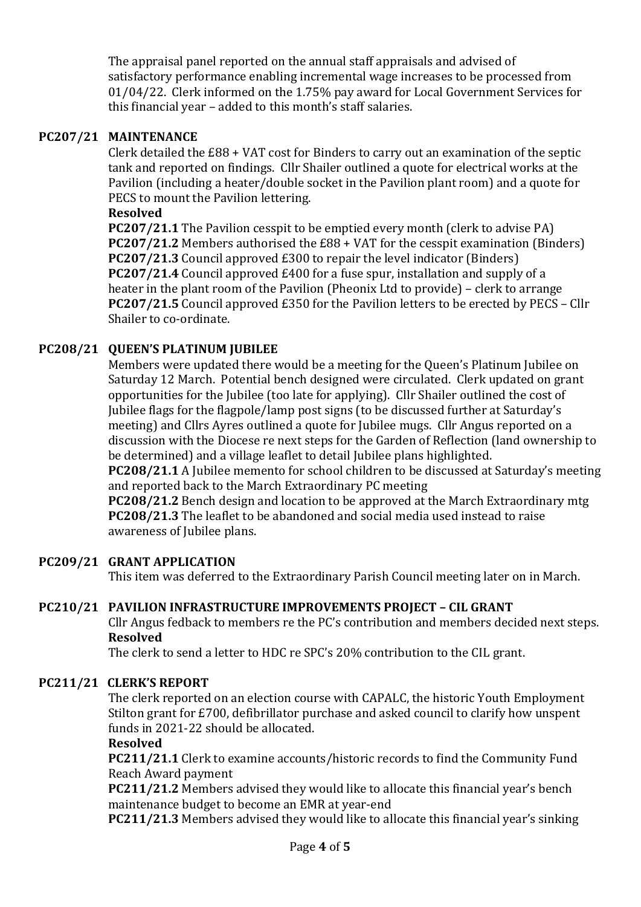The appraisal panel reported on the annual staff appraisals and advised of satisfactory performance enabling incremental wage increases to be processed from 01/04/22. Clerk informed on the 1.75% pay award for Local Government Services for this financial year – added to this month's staff salaries.

## PC207/21 MAINTENANCE

Clerk detailed the £88 + VAT cost for Binders to carry out an examination of the septic tank and reported on findings. Cllr Shailer outlined a quote for electrical works at the Pavilion (including a heater/double socket in the Pavilion plant room) and a quote for PECS to mount the Pavilion lettering.

**Resolved**

**PC207/21.1** The Pavilion cesspit to be emptied every month (clerk to advise PA)
**PC207/21.2** Members authorised the £88 + VAT for the cesspit examination (Binders)
**PC207/21.3** Council approved £300 to repair the level indicator (Binders)
**PC207/21.4** Council approved £400 for a fuse spur, installation and supply of a heater in the plant room of the Pavilion (Pheonix Ltd to provide) – clerk to arrange
**PC207/21.5** Council approved £350 for the Pavilion letters to be erected by PECS – Cllr Shailer to co-ordinate.

## PC208/21 QUEEN'S PLATINUM JUBILEE

Members were updated there would be a meeting for the Queen's Platinum Jubilee on Saturday 12 March. Potential bench designed were circulated. Clerk updated on grant opportunities for the Jubilee (too late for applying). Cllr Shailer outlined the cost of Jubilee flags for the flagpole/lamp post signs (to be discussed further at Saturday's meeting) and Cllrs Ayres outlined a quote for Jubilee mugs. Cllr Angus reported on a discussion with the Diocese re next steps for the Garden of Reflection (land ownership to be determined) and a village leaflet to detail Jubilee plans highlighted.

**PC208/21.1** A Jubilee memento for school children to be discussed at Saturday's meeting and reported back to the March Extraordinary PC meeting
**PC208/21.2** Bench design and location to be approved at the March Extraordinary mtg
**PC208/21.3** The leaflet to be abandoned and social media used instead to raise awareness of Jubilee plans.

## PC209/21 GRANT APPLICATION

This item was deferred to the Extraordinary Parish Council meeting later on in March.

## PC210/21 PAVILION INFRASTRUCTURE IMPROVEMENTS PROJECT – CIL GRANT

Cllr Angus fedback to members re the PC's contribution and members decided next steps.

**Resolved**

The clerk to send a letter to HDC re SPC's 20% contribution to the CIL grant.

## PC211/21 CLERK'S REPORT

The clerk reported on an election course with CAPALC, the historic Youth Employment Stilton grant for £700, defibrillator purchase and asked council to clarify how unspent funds in 2021-22 should be allocated.

**Resolved**

**PC211/21.1** Clerk to examine accounts/historic records to find the Community Fund Reach Award payment
**PC211/21.2** Members advised they would like to allocate this financial year's bench maintenance budget to become an EMR at year-end
**PC211/21.3** Members advised they would like to allocate this financial year's sinking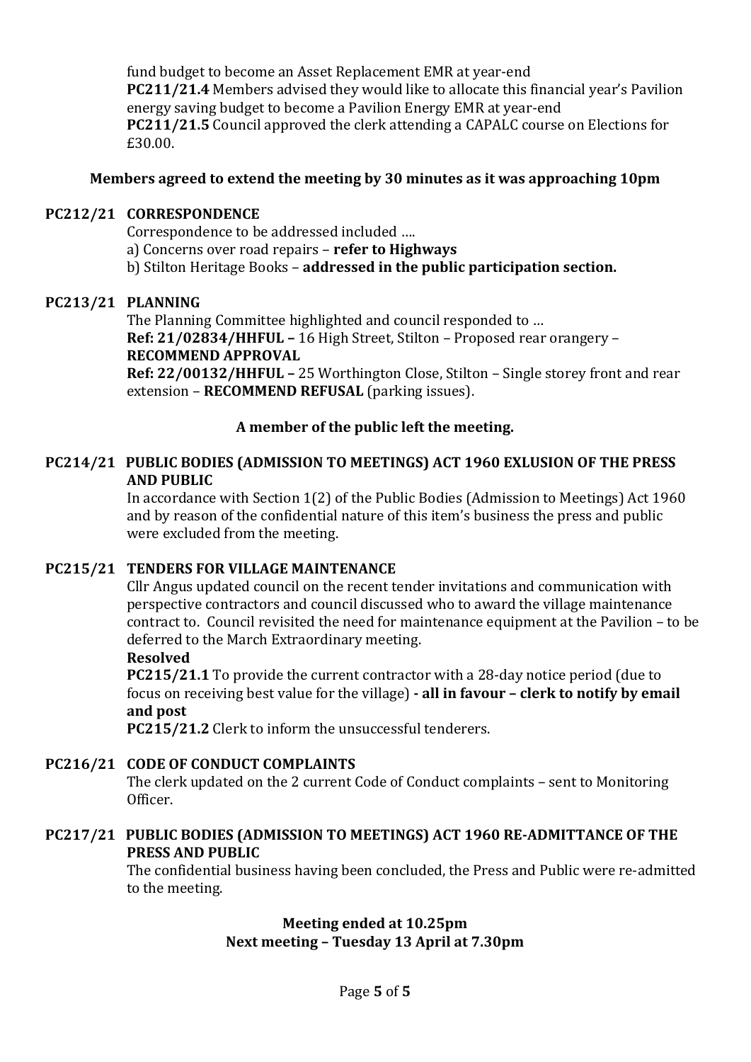fund budget to become an Asset Replacement EMR at year-end

**PC211/21.4** Members advised they would like to allocate this financial year's Pavilion energy saving budget to become a Pavilion Energy EMR at year-end

**PC211/21.5** Council approved the clerk attending a CAPALC course on Elections for £30.00.

**Members agreed to extend the meeting by 30 minutes as it was approaching 10pm**

**PC212/21 CORRESPONDENCE**

Correspondence to be addressed included ….

a) Concerns over road repairs – **refer to Highways**

b) Stilton Heritage Books – **addressed in the public participation section.**

**PC213/21 PLANNING**

The Planning Committee highlighted and council responded to …

**Ref: 21/02834/HHFUL –** 16 High Street, Stilton – Proposed rear orangery – **RECOMMEND APPROVAL**

**Ref: 22/00132/HHFUL –** 25 Worthington Close, Stilton – Single storey front and rear extension – **RECOMMEND REFUSAL** (parking issues).

**A member of the public left the meeting.**

**PC214/21 PUBLIC BODIES (ADMISSION TO MEETINGS) ACT 1960 EXLUSION OF THE PRESS AND PUBLIC**

In accordance with Section 1(2) of the Public Bodies (Admission to Meetings) Act 1960 and by reason of the confidential nature of this item's business the press and public were excluded from the meeting.

**PC215/21 TENDERS FOR VILLAGE MAINTENANCE**

Cllr Angus updated council on the recent tender invitations and communication with perspective contractors and council discussed who to award the village maintenance contract to. Council revisited the need for maintenance equipment at the Pavilion – to be deferred to the March Extraordinary meeting.

**Resolved**

**PC215/21.1** To provide the current contractor with a 28-day notice period (due to focus on receiving best value for the village) **- all in favour – clerk to notify by email and post**

**PC215/21.2** Clerk to inform the unsuccessful tenderers.

**PC216/21 CODE OF CONDUCT COMPLAINTS**

The clerk updated on the 2 current Code of Conduct complaints – sent to Monitoring Officer.

**PC217/21 PUBLIC BODIES (ADMISSION TO MEETINGS) ACT 1960 RE-ADMITTANCE OF THE PRESS AND PUBLIC**

The confidential business having been concluded, the Press and Public were re-admitted to the meeting.

**Meeting ended at 10.25pm**

**Next meeting – Tuesday 13 April at 7.30pm**